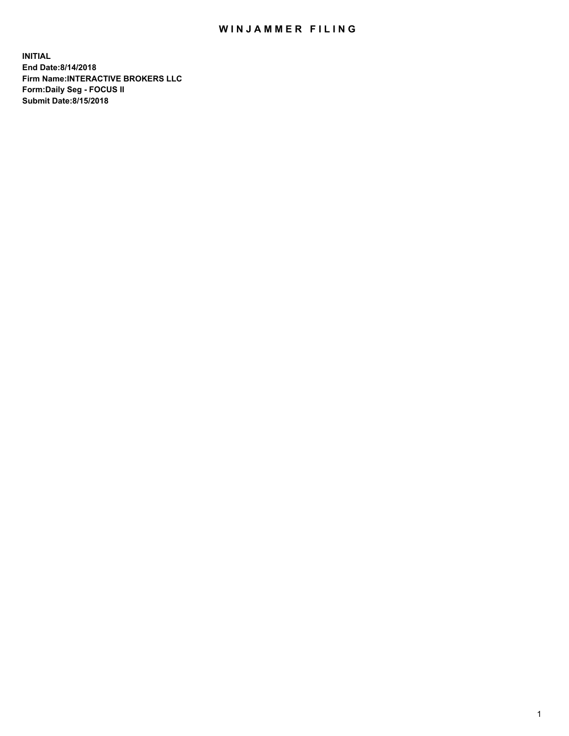# WINJAMMER FILING

**INITIAL**
**End Date:8/14/2018**
**Firm Name:INTERACTIVE BROKERS LLC**
**Form:Daily Seg - FOCUS II**
**Submit Date:8/15/2018**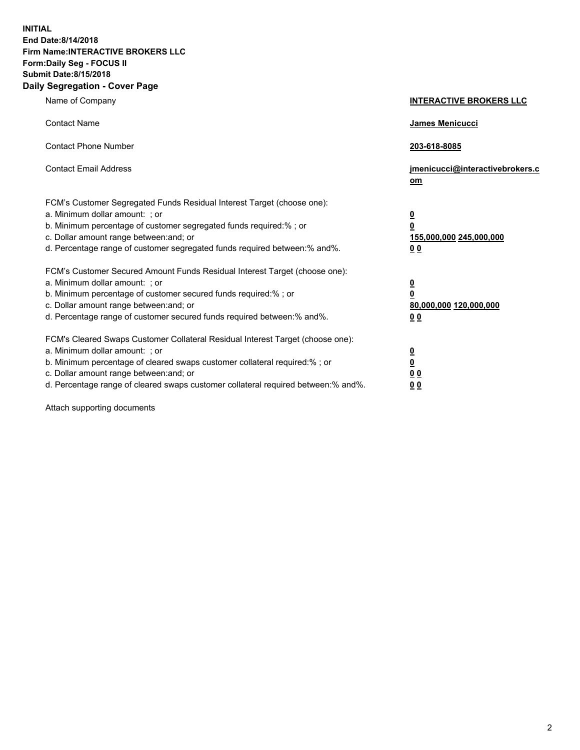**INITIAL**
**End Date:8/14/2018**
**Firm Name:INTERACTIVE BROKERS LLC**
**Form:Daily Seg - FOCUS II**
**Submit Date:8/15/2018**
**Daily Segregation - Cover Page**

| | |
|---|---|
| Name of Company | **INTERACTIVE BROKERS LLC** |
| Contact Name | **James Menicucci** |
| Contact Phone Number | **203-618-8085** |
| Contact Email Address | **jmenicucci@interactivebrokers.com** |

FCM's Customer Segregated Funds Residual Interest Target (choose one):

| | |
|---|---|
| a. Minimum dollar amount: ; or | **0** |
| b. Minimum percentage of customer segregated funds required:% ; or | **0** |
| c. Dollar amount range between:and; or | **155,000,000 245,000,000** |
| d. Percentage range of customer segregated funds required between:% and%. | **0 0** |

FCM's Customer Secured Amount Funds Residual Interest Target (choose one):

| | |
|---|---|
| a. Minimum dollar amount: ; or | **0** |
| b. Minimum percentage of customer secured funds required:% ; or | **0** |
| c. Dollar amount range between:and; or | **80,000,000 120,000,000** |
| d. Percentage range of customer secured funds required between:% and%. | **0 0** |

FCM's Cleared Swaps Customer Collateral Residual Interest Target (choose one):

| | |
|---|---|
| a. Minimum dollar amount: ; or | **0** |
| b. Minimum percentage of cleared swaps customer collateral required:% ; or | **0** |
| c. Dollar amount range between:and; or | **0 0** |
| d. Percentage range of cleared swaps customer collateral required between:% and%. | **0 0** |

Attach supporting documents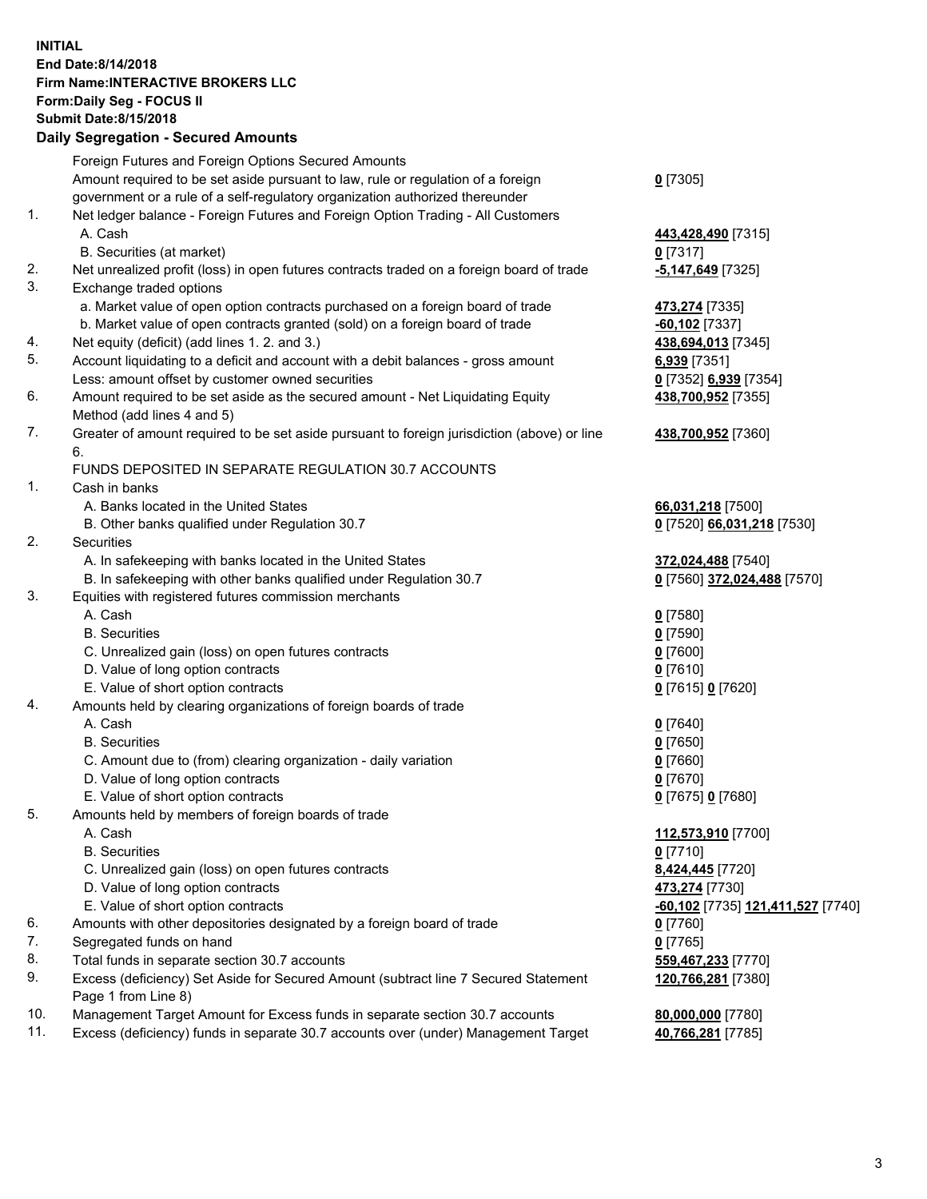**INITIAL**
**End Date:8/14/2018**
**Firm Name:INTERACTIVE BROKERS LLC**
**Form:Daily Seg - FOCUS II**
**Submit Date:8/15/2018**

**Daily Segregation - Secured Amounts**

| | | |
|---|---|---|
| | Foreign Futures and Foreign Options Secured Amounts | |
| | Amount required to be set aside pursuant to law, rule or regulation of a foreign government or a rule of a self-regulatory organization authorized thereunder | **0** [7305] |
| 1. | Net ledger balance - Foreign Futures and Foreign Option Trading - All Customers | |
| | A. Cash | **443,428,490** [7315] |
| | B. Securities (at market) | **0** [7317] |
| 2. | Net unrealized profit (loss) in open futures contracts traded on a foreign board of trade | **-5,147,649** [7325] |
| 3. | Exchange traded options | |
| | a. Market value of open option contracts purchased on a foreign board of trade | **473,274** [7335] |
| | b. Market value of open contracts granted (sold) on a foreign board of trade | **-60,102** [7337] |
| 4. | Net equity (deficit) (add lines 1. 2. and 3.) | **438,694,013** [7345] |
| 5. | Account liquidating to a deficit and account with a debit balances - gross amount | **6,939** [7351] |
| | Less: amount offset by customer owned securities | **0** [7352] **6,939** [7354] |
| 6. | Amount required to be set aside as the secured amount - Net Liquidating Equity Method (add lines 4 and 5) | **438,700,952** [7355] |
| 7. | Greater of amount required to be set aside pursuant to foreign jurisdiction (above) or line 6. | **438,700,952** [7360] |
| | FUNDS DEPOSITED IN SEPARATE REGULATION 30.7 ACCOUNTS | |
| 1. | Cash in banks | |
| | A. Banks located in the United States | **66,031,218** [7500] |
| | B. Other banks qualified under Regulation 30.7 | **0** [7520] **66,031,218** [7530] |
| 2. | Securities | |
| | A. In safekeeping with banks located in the United States | **372,024,488** [7540] |
| | B. In safekeeping with other banks qualified under Regulation 30.7 | **0** [7560] **372,024,488** [7570] |
| 3. | Equities with registered futures commission merchants | |
| | A. Cash | **0** [7580] |
| | B. Securities | **0** [7590] |
| | C. Unrealized gain (loss) on open futures contracts | **0** [7600] |
| | D. Value of long option contracts | **0** [7610] |
| | E. Value of short option contracts | **0** [7615] **0** [7620] |
| 4. | Amounts held by clearing organizations of foreign boards of trade | |
| | A. Cash | **0** [7640] |
| | B. Securities | **0** [7650] |
| | C. Amount due to (from) clearing organization - daily variation | **0** [7660] |
| | D. Value of long option contracts | **0** [7670] |
| | E. Value of short option contracts | **0** [7675] **0** [7680] |
| 5. | Amounts held by members of foreign boards of trade | |
| | A. Cash | **112,573,910** [7700] |
| | B. Securities | **0** [7710] |
| | C. Unrealized gain (loss) on open futures contracts | **8,424,445** [7720] |
| | D. Value of long option contracts | **473,274** [7730] |
| | E. Value of short option contracts | **-60,102** [7735] **121,411,527** [7740] |
| 6. | Amounts with other depositories designated by a foreign board of trade | **0** [7760] |
| 7. | Segregated funds on hand | **0** [7765] |
| 8. | Total funds in separate section 30.7 accounts | **559,467,233** [7770] |
| 9. | Excess (deficiency) Set Aside for Secured Amount (subtract line 7 Secured Statement Page 1 from Line 8) | **120,766,281** [7380] |
| 10. | Management Target Amount for Excess funds in separate section 30.7 accounts | **80,000,000** [7780] |
| 11. | Excess (deficiency) funds in separate 30.7 accounts over (under) Management Target | **40,766,281** [7785] |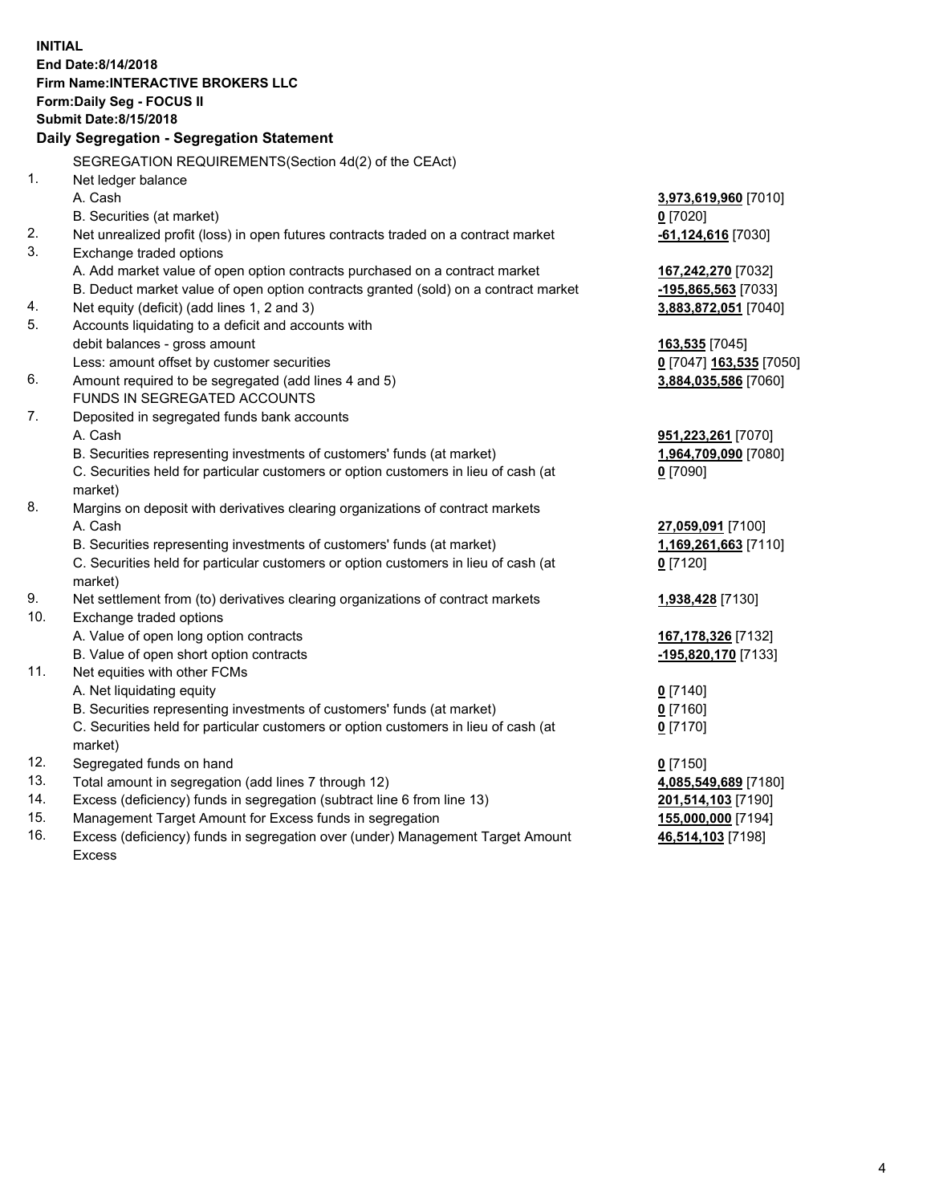**INITIAL**
**End Date:8/14/2018**
**Firm Name:INTERACTIVE BROKERS LLC**
**Form:Daily Seg - FOCUS II**
**Submit Date:8/15/2018**

**Daily Segregation - Segregation Statement**

| | | |
|---|---|---|
| | SEGREGATION REQUIREMENTS(Section 4d(2) of the CEAct) | |
| 1. | Net ledger balance | |
| | A. Cash | **3,973,619,960** [7010] |
| | B. Securities (at market) | **0** [7020] |
| 2. | Net unrealized profit (loss) in open futures contracts traded on a contract market | **-61,124,616** [7030] |
| 3. | Exchange traded options | |
| | A. Add market value of open option contracts purchased on a contract market | **167,242,270** [7032] |
| | B. Deduct market value of open option contracts granted (sold) on a contract market | **-195,865,563** [7033] |
| 4. | Net equity (deficit) (add lines 1, 2 and 3) | **3,883,872,051** [7040] |
| 5. | Accounts liquidating to a deficit and accounts with debit balances - gross amount | **163,535** [7045] |
| | Less: amount offset by customer securities | **0** [7047] **163,535** [7050] |
| 6. | Amount required to be segregated (add lines 4 and 5) | **3,884,035,586** [7060] |
| | FUNDS IN SEGREGATED ACCOUNTS | |
| 7. | Deposited in segregated funds bank accounts | |
| | A. Cash | **951,223,261** [7070] |
| | B. Securities representing investments of customers' funds (at market) | **1,964,709,090** [7080] |
| | C. Securities held for particular customers or option customers in lieu of cash (at market) | **0** [7090] |
| 8. | Margins on deposit with derivatives clearing organizations of contract markets | |
| | A. Cash | **27,059,091** [7100] |
| | B. Securities representing investments of customers' funds (at market) | **1,169,261,663** [7110] |
| | C. Securities held for particular customers or option customers in lieu of cash (at market) | **0** [7120] |
| 9. | Net settlement from (to) derivatives clearing organizations of contract markets | **1,938,428** [7130] |
| 10. | Exchange traded options | |
| | A. Value of open long option contracts | **167,178,326** [7132] |
| | B. Value of open short option contracts | **-195,820,170** [7133] |
| 11. | Net equities with other FCMs | |
| | A. Net liquidating equity | **0** [7140] |
| | B. Securities representing investments of customers' funds (at market) | **0** [7160] |
| | C. Securities held for particular customers or option customers in lieu of cash (at market) | **0** [7170] |
| 12. | Segregated funds on hand | **0** [7150] |
| 13. | Total amount in segregation (add lines 7 through 12) | **4,085,549,689** [7180] |
| 14. | Excess (deficiency) funds in segregation (subtract line 6 from line 13) | **201,514,103** [7190] |
| 15. | Management Target Amount for Excess funds in segregation | **155,000,000** [7194] |
| 16. | Excess (deficiency) funds in segregation over (under) Management Target Amount Excess | **46,514,103** [7198] |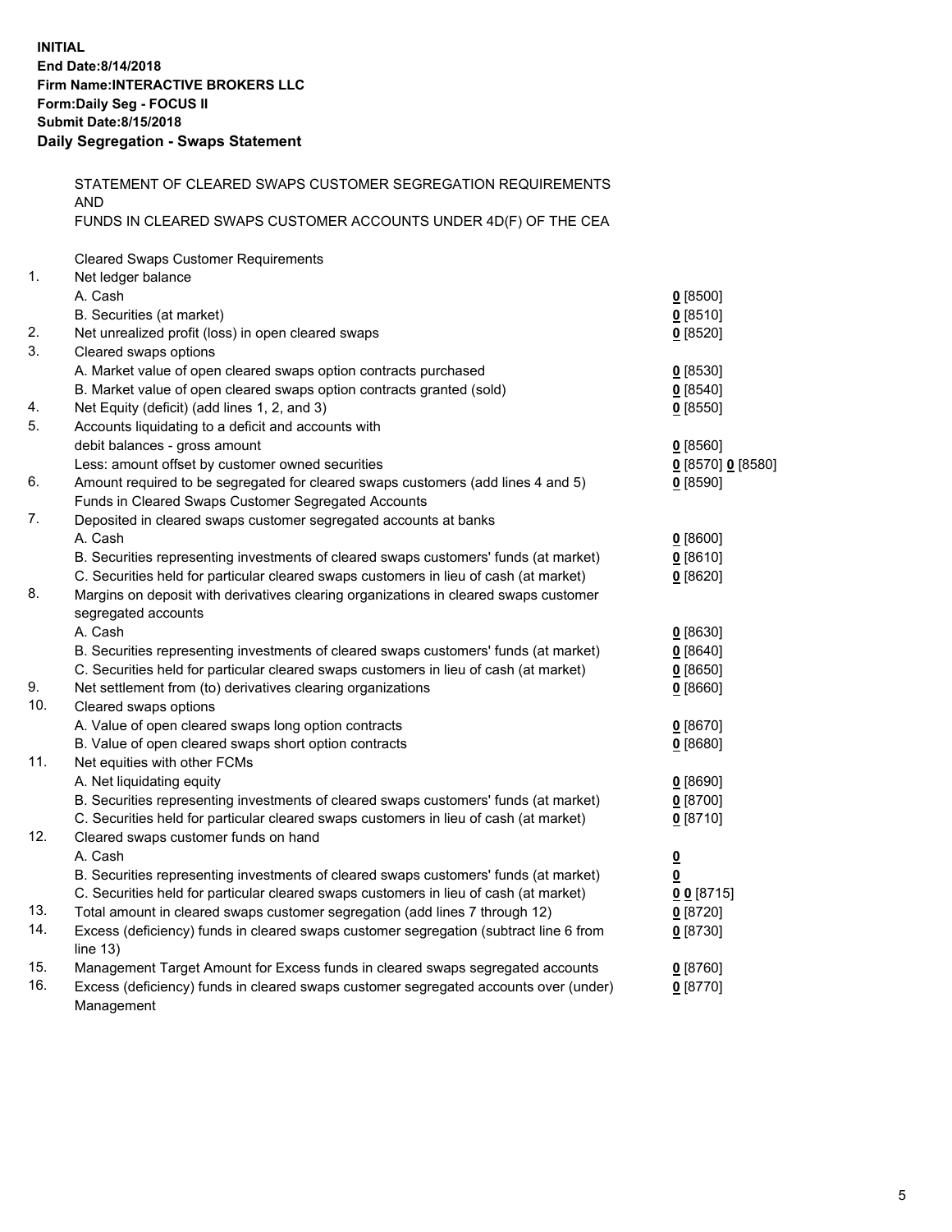**INITIAL**
**End Date:8/14/2018**
**Firm Name:INTERACTIVE BROKERS LLC**
**Form:Daily Seg - FOCUS II**
**Submit Date:8/15/2018**
**Daily Segregation - Swaps Statement**

STATEMENT OF CLEARED SWAPS CUSTOMER SEGREGATION REQUIREMENTS AND FUNDS IN CLEARED SWAPS CUSTOMER ACCOUNTS UNDER 4D(F) OF THE CEA

| | | |
|---|---|---|
| | Cleared Swaps Customer Requirements | |
| 1. | Net ledger balance | |
| | A. Cash | 0 [8500] |
| | B. Securities (at market) | 0 [8510] |
| 2. | Net unrealized profit (loss) in open cleared swaps | 0 [8520] |
| 3. | Cleared swaps options | |
| | A. Market value of open cleared swaps option contracts purchased | 0 [8530] |
| | B. Market value of open cleared swaps option contracts granted (sold) | 0 [8540] |
| 4. | Net Equity (deficit) (add lines 1, 2, and 3) | 0 [8550] |
| 5. | Accounts liquidating to a deficit and accounts with debit balances - gross amount | 0 [8560] |
| | Less: amount offset by customer owned securities | 0 [8570] 0 [8580] |
| 6. | Amount required to be segregated for cleared swaps customers (add lines 4 and 5) | 0 [8590] |
| | Funds in Cleared Swaps Customer Segregated Accounts | |
| 7. | Deposited in cleared swaps customer segregated accounts at banks | |
| | A. Cash | 0 [8600] |
| | B. Securities representing investments of cleared swaps customers' funds (at market) | 0 [8610] |
| | C. Securities held for particular cleared swaps customers in lieu of cash (at market) | 0 [8620] |
| 8. | Margins on deposit with derivatives clearing organizations in cleared swaps customer segregated accounts | |
| | A. Cash | 0 [8630] |
| | B. Securities representing investments of cleared swaps customers' funds (at market) | 0 [8640] |
| | C. Securities held for particular cleared swaps customers in lieu of cash (at market) | 0 [8650] |
| 9. | Net settlement from (to) derivatives clearing organizations | 0 [8660] |
| 10. | Cleared swaps options | |
| | A. Value of open cleared swaps long option contracts | 0 [8670] |
| | B. Value of open cleared swaps short option contracts | 0 [8680] |
| 11. | Net equities with other FCMs | |
| | A. Net liquidating equity | 0 [8690] |
| | B. Securities representing investments of cleared swaps customers' funds (at market) | 0 [8700] |
| | C. Securities held for particular cleared swaps customers in lieu of cash (at market) | 0 [8710] |
| 12. | Cleared swaps customer funds on hand | |
| | A. Cash | 0 |
| | B. Securities representing investments of cleared swaps customers' funds (at market) | 0 |
| | C. Securities held for particular cleared swaps customers in lieu of cash (at market) | 0 0 [8715] |
| 13. | Total amount in cleared swaps customer segregation (add lines 7 through 12) | 0 [8720] |
| 14. | Excess (deficiency) funds in cleared swaps customer segregation (subtract line 6 from line 13) | 0 [8730] |
| 15. | Management Target Amount for Excess funds in cleared swaps segregated accounts | 0 [8760] |
| 16. | Excess (deficiency) funds in cleared swaps customer segregated accounts over (under) Management | 0 [8770] |